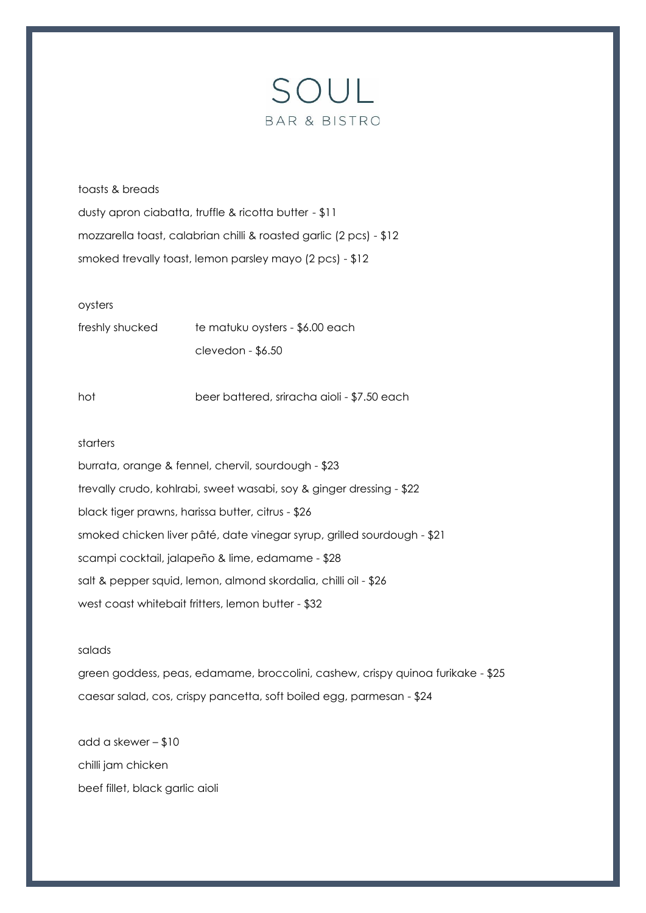# SOUL

BAR & BISTRO

## toasts & breads

dusty apron ciabatta, truffle & ricotta butter - $11

mozzarella toast, calabrian chilli & roasted garlic (2 pcs) - $12

smoked trevally toast, lemon parsley mayo (2 pcs) - $12

## oysters

freshly shucked — te matuku oysters - $6.00 each

clevedon - $6.50

hot — beer battered, sriracha aioli - $7.50 each

## starters

burrata, orange & fennel, chervil, sourdough - $23

trevally crudo, kohlrabi, sweet wasabi, soy & ginger dressing - $22

black tiger prawns, harissa butter, citrus - $26

smoked chicken liver pâté, date vinegar syrup, grilled sourdough - $21

scampi cocktail, jalapeño & lime, edamame - $28

salt & pepper squid, lemon, almond skordalia, chilli oil - $26

west coast whitebait fritters, lemon butter - $32

## salads

green goddess, peas, edamame, broccolini, cashew, crispy quinoa furikake - $25

caesar salad, cos, crispy pancetta, soft boiled egg, parmesan - $24

add a skewer – $10

chilli jam chicken

beef fillet, black garlic aioli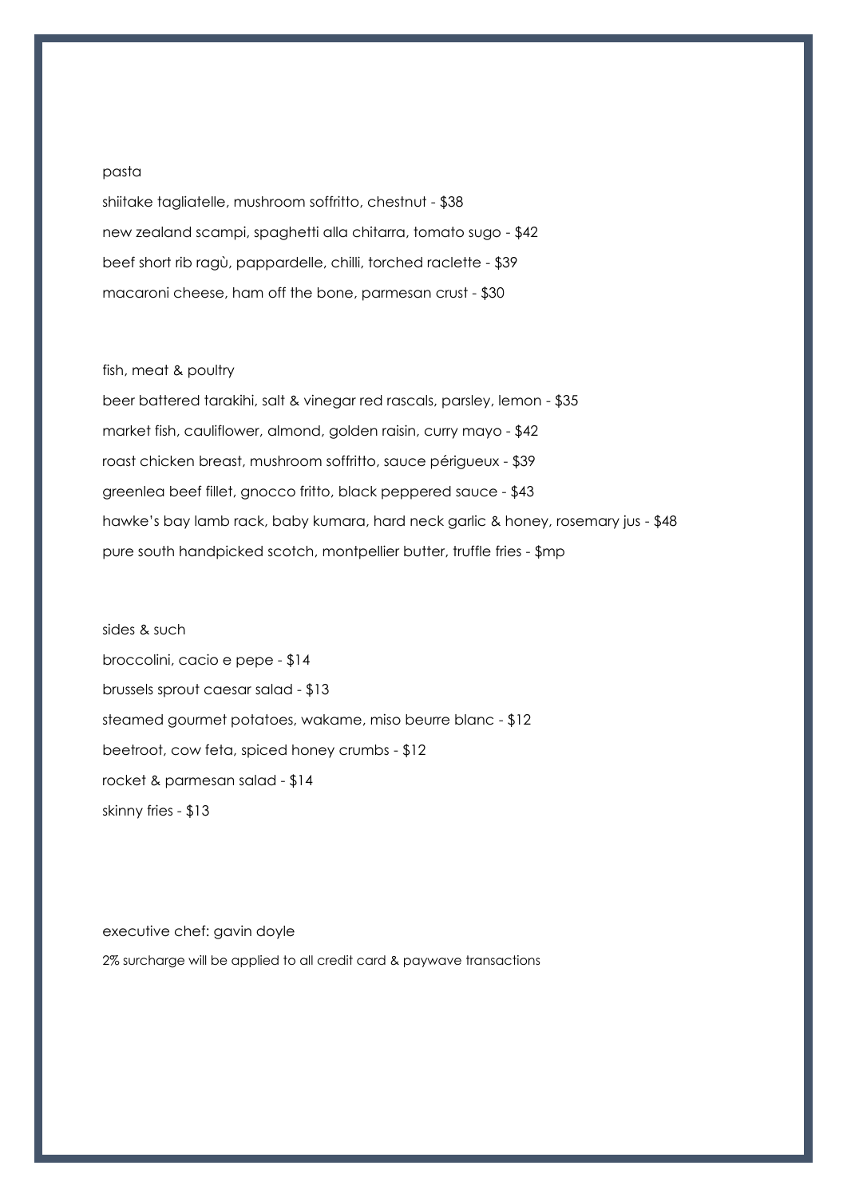## pasta

shiitake tagliatelle, mushroom soffritto, chestnut - $38

new zealand scampi, spaghetti alla chitarra, tomato sugo - $42

beef short rib ragù, pappardelle, chilli, torched raclette - $39

macaroni cheese, ham off the bone, parmesan crust - $30

## fish, meat & poultry

beer battered tarakihi, salt & vinegar red rascals, parsley, lemon - $35

market fish, cauliflower, almond, golden raisin, curry mayo - $42

roast chicken breast, mushroom soffritto, sauce périgueux - $39

greenlea beef fillet, gnocco fritto, black peppered sauce - $43

hawke's bay lamb rack, baby kumara, hard neck garlic & honey, rosemary jus - $48

pure south handpicked scotch, montpellier butter, truffle fries - $mp

## sides & such

broccolini, cacio e pepe - $14

brussels sprout caesar salad - $13

steamed gourmet potatoes, wakame, miso beurre blanc - $12

beetroot, cow feta, spiced honey crumbs - $12

rocket & parmesan salad - $14

skinny fries - $13

executive chef: gavin doyle

2% surcharge will be applied to all credit card & paywave transactions